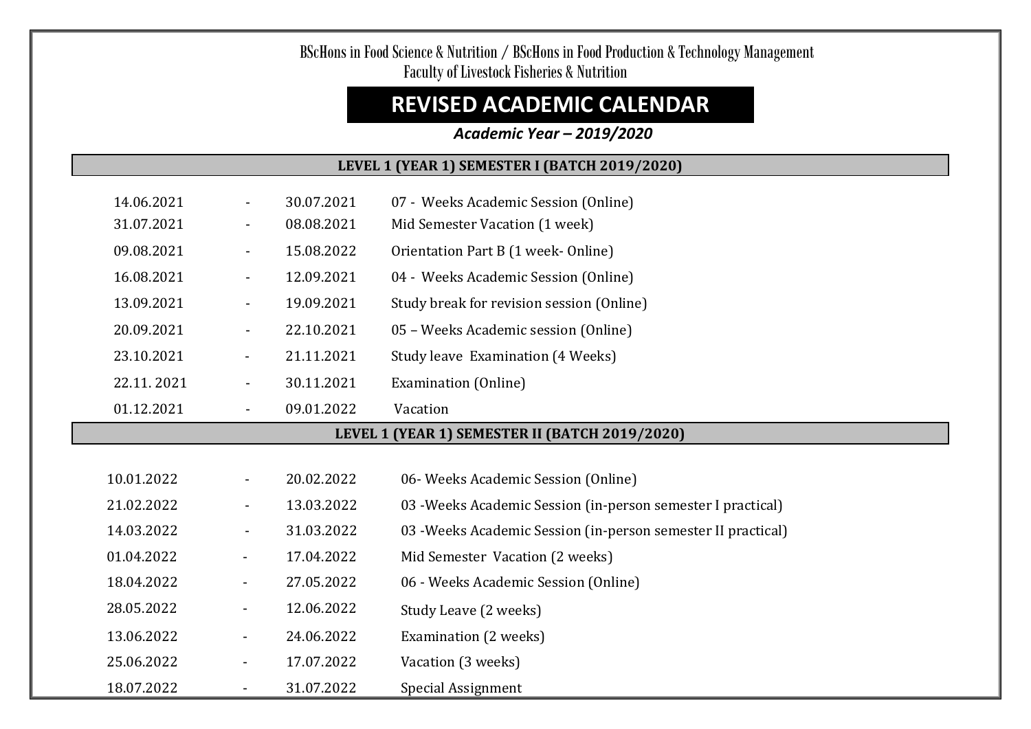BScHons in Food Science & Nutrition / BScHons in Food Production & Technology Management
Faculty of Livestock Fisheries & Nutrition

# REVISED ACADEMIC CALENDAR

***Academic Year – 2019/2020***

## LEVEL 1 (YEAR 1) SEMESTER I (BATCH 2019/2020)

| From | | To | Activity |
|---|---|---|---|
| 14.06.2021 | - | 30.07.2021 | 07 - Weeks Academic Session (Online) |
| 31.07.2021 | - | 08.08.2021 | Mid Semester Vacation (1 week) |
| 09.08.2021 | - | 15.08.2022 | Orientation Part B (1 week- Online) |
| 16.08.2021 | - | 12.09.2021 | 04 - Weeks Academic Session (Online) |
| 13.09.2021 | - | 19.09.2021 | Study break for revision session (Online) |
| 20.09.2021 | - | 22.10.2021 | 05 – Weeks Academic session (Online) |
| 23.10.2021 | - | 21.11.2021 | Study leave Examination (4 Weeks) |
| 22.11. 2021 | - | 30.11.2021 | Examination (Online) |
| 01.12.2021 | - | 09.01.2022 | Vacation |

## LEVEL 1 (YEAR 1) SEMESTER II (BATCH 2019/2020)

| From | | To | Activity |
|---|---|---|---|
| 10.01.2022 | - | 20.02.2022 | 06- Weeks Academic Session (Online) |
| 21.02.2022 | - | 13.03.2022 | 03 -Weeks Academic Session (in-person semester I practical) |
| 14.03.2022 | - | 31.03.2022 | 03 -Weeks Academic Session (in-person semester II practical) |
| 01.04.2022 | - | 17.04.2022 | Mid Semester Vacation (2 weeks) |
| 18.04.2022 | - | 27.05.2022 | 06 - Weeks Academic Session (Online) |
| 28.05.2022 | - | 12.06.2022 | Study Leave (2 weeks) |
| 13.06.2022 | - | 24.06.2022 | Examination (2 weeks) |
| 25.06.2022 | - | 17.07.2022 | Vacation (3 weeks) |
| 18.07.2022 | - | 31.07.2022 | Special Assignment |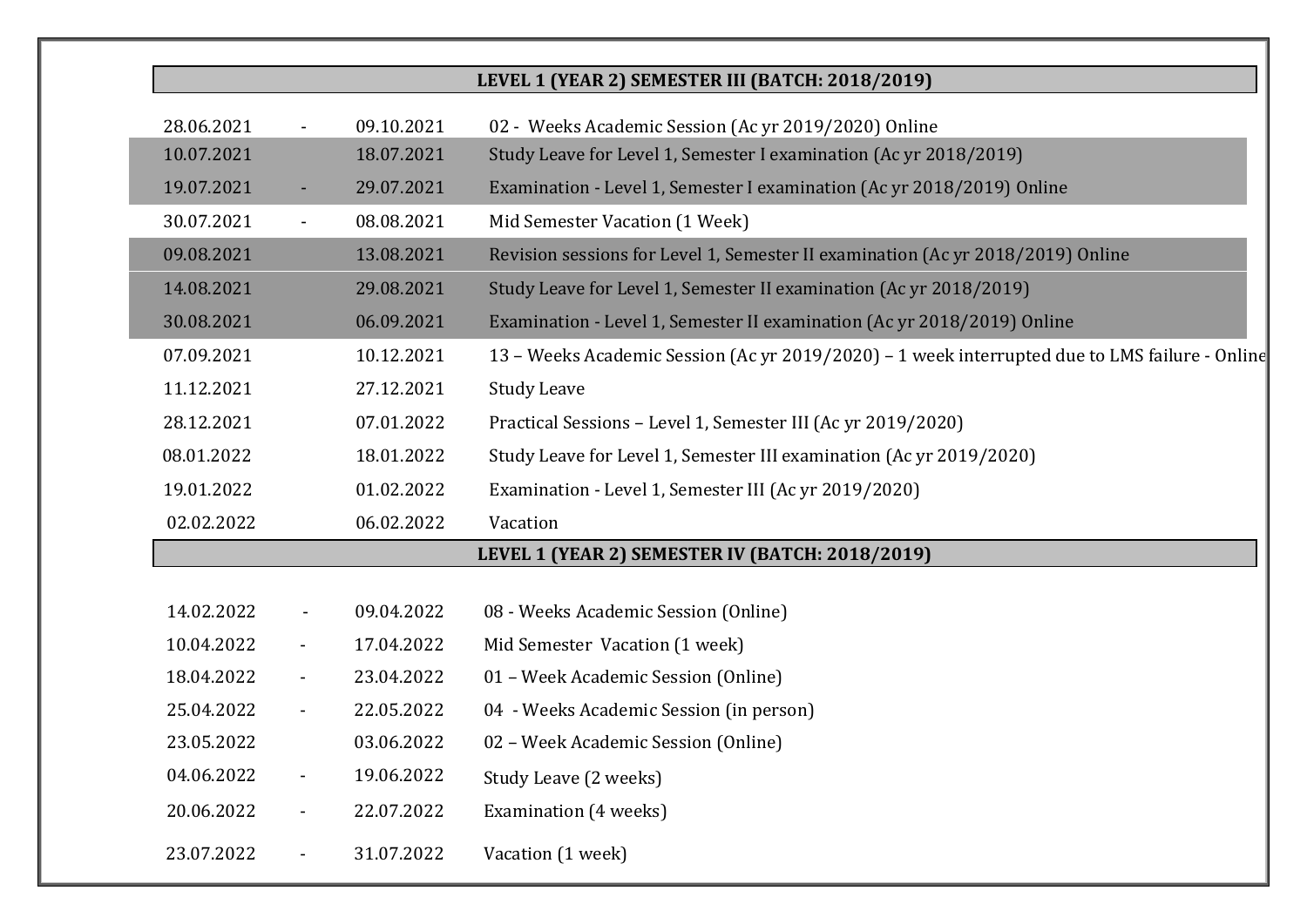| LEVEL 1 (YEAR 2) SEMESTER III (BATCH: 2018/2019) | | | |
|---|---|---|---|
| 28.06.2021 | - | 09.10.2021 | 02 - Weeks Academic Session (Ac yr 2019/2020) Online |
| 10.07.2021 | | 18.07.2021 | Study Leave for Level 1, Semester I examination (Ac yr 2018/2019) |
| 19.07.2021 | - | 29.07.2021 | Examination - Level 1, Semester I examination (Ac yr 2018/2019) Online |
| 30.07.2021 | - | 08.08.2021 | Mid Semester Vacation (1 Week) |
| 09.08.2021 | | 13.08.2021 | Revision sessions for Level 1, Semester II examination (Ac yr 2018/2019) Online |
| 14.08.2021 | | 29.08.2021 | Study Leave for Level 1, Semester II examination (Ac yr 2018/2019) |
| 30.08.2021 | | 06.09.2021 | Examination - Level 1, Semester II examination (Ac yr 2018/2019) Online |
| 07.09.2021 | | 10.12.2021 | 13 – Weeks Academic Session (Ac yr 2019/2020) – 1 week interrupted due to LMS failure - Online |
| 11.12.2021 | | 27.12.2021 | Study Leave |
| 28.12.2021 | | 07.01.2022 | Practical Sessions – Level 1, Semester III (Ac yr 2019/2020) |
| 08.01.2022 | | 18.01.2022 | Study Leave for Level 1, Semester III examination (Ac yr 2019/2020) |
| 19.01.2022 | | 01.02.2022 | Examination - Level 1, Semester III (Ac yr 2019/2020) |
| 02.02.2022 | | 06.02.2022 | Vacation |

| LEVEL 1 (YEAR 2) SEMESTER IV (BATCH: 2018/2019) | | | |
|---|---|---|---|
| 14.02.2022 | - | 09.04.2022 | 08 - Weeks Academic Session (Online) |
| 10.04.2022 | - | 17.04.2022 | Mid Semester Vacation (1 week) |
| 18.04.2022 | - | 23.04.2022 | 01 – Week Academic Session (Online) |
| 25.04.2022 | - | 22.05.2022 | 04 - Weeks Academic Session (in person) |
| 23.05.2022 | | 03.06.2022 | 02 – Week Academic Session (Online) |
| 04.06.2022 | - | 19.06.2022 | Study Leave (2 weeks) |
| 20.06.2022 | - | 22.07.2022 | Examination (4 weeks) |
| 23.07.2022 | - | 31.07.2022 | Vacation (1 week) |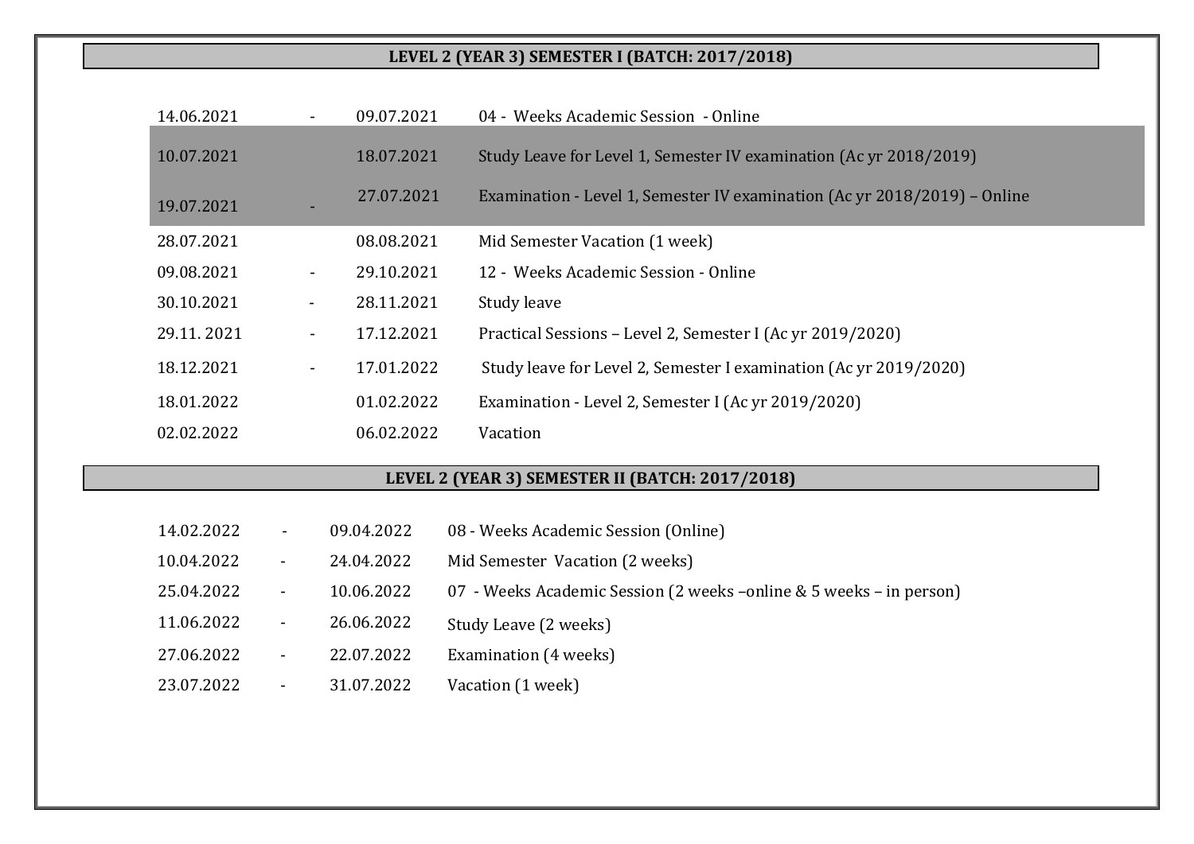## LEVEL 2 (YEAR 3) SEMESTER I (BATCH: 2017/2018)

| | | | |
|---|---|---|---|
| 14.06.2021 | - | 09.07.2021 | 04 - Weeks Academic Session - Online |
| 10.07.2021 | | 18.07.2021 | Study Leave for Level 1, Semester IV examination (Ac yr 2018/2019) |
| 19.07.2021 | - | 27.07.2021 | Examination - Level 1, Semester IV examination (Ac yr 2018/2019) – Online |
| 28.07.2021 | | 08.08.2021 | Mid Semester Vacation (1 week) |
| 09.08.2021 | - | 29.10.2021 | 12 - Weeks Academic Session - Online |
| 30.10.2021 | - | 28.11.2021 | Study leave |
| 29.11. 2021 | - | 17.12.2021 | Practical Sessions – Level 2, Semester I (Ac yr 2019/2020) |
| 18.12.2021 | - | 17.01.2022 | Study leave for Level 2, Semester I examination (Ac yr 2019/2020) |
| 18.01.2022 | | 01.02.2022 | Examination - Level 2, Semester I (Ac yr 2019/2020) |
| 02.02.2022 | | 06.02.2022 | Vacation |

## LEVEL 2 (YEAR 3) SEMESTER II (BATCH: 2017/2018)

| | | | |
|---|---|---|---|
| 14.02.2022 | - | 09.04.2022 | 08 - Weeks Academic Session (Online) |
| 10.04.2022 | - | 24.04.2022 | Mid Semester Vacation (2 weeks) |
| 25.04.2022 | - | 10.06.2022 | 07 - Weeks Academic Session (2 weeks –online & 5 weeks – in person) |
| 11.06.2022 | - | 26.06.2022 | Study Leave (2 weeks) |
| 27.06.2022 | - | 22.07.2022 | Examination (4 weeks) |
| 23.07.2022 | - | 31.07.2022 | Vacation (1 week) |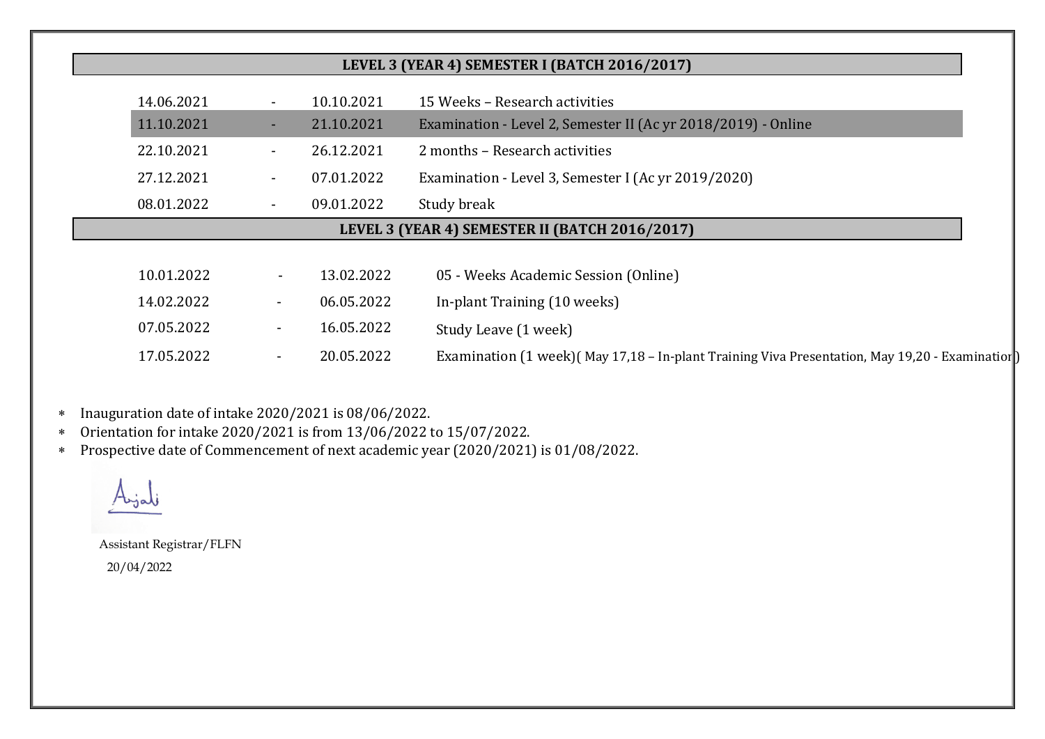## LEVEL 3 (YEAR 4) SEMESTER I (BATCH 2016/2017)

| | | | |
|---|---|---|---|
| 14.06.2021 | - | 10.10.2021 | 15 Weeks – Research activities |
| 11.10.2021 | - | 21.10.2021 | Examination - Level 2, Semester II (Ac yr 2018/2019) - Online |
| 22.10.2021 | - | 26.12.2021 | 2 months – Research activities |
| 27.12.2021 | - | 07.01.2022 | Examination - Level 3, Semester I (Ac yr 2019/2020) |
| 08.01.2022 | - | 09.01.2022 | Study break |

## LEVEL 3 (YEAR 4) SEMESTER II (BATCH 2016/2017)

| | | | |
|---|---|---|---|
| 10.01.2022 | - | 13.02.2022 | 05 - Weeks Academic Session (Online) |
| 14.02.2022 | - | 06.05.2022 | In-plant Training (10 weeks) |
| 07.05.2022 | - | 16.05.2022 | Study Leave (1 week) |
| 17.05.2022 | - | 20.05.2022 | Examination (1 week)( May 17,18 – In-plant Training Viva Presentation, May 19,20 - Examination) |

* Inauguration date of intake 2020/2021 is 08/06/2022.
* Orientation for intake 2020/2021 is from 13/06/2022 to 15/07/2022.
* Prospective date of Commencement of next academic year (2020/2021) is 01/08/2022.

Anjali

Assistant Registrar/FLFN

20/04/2022